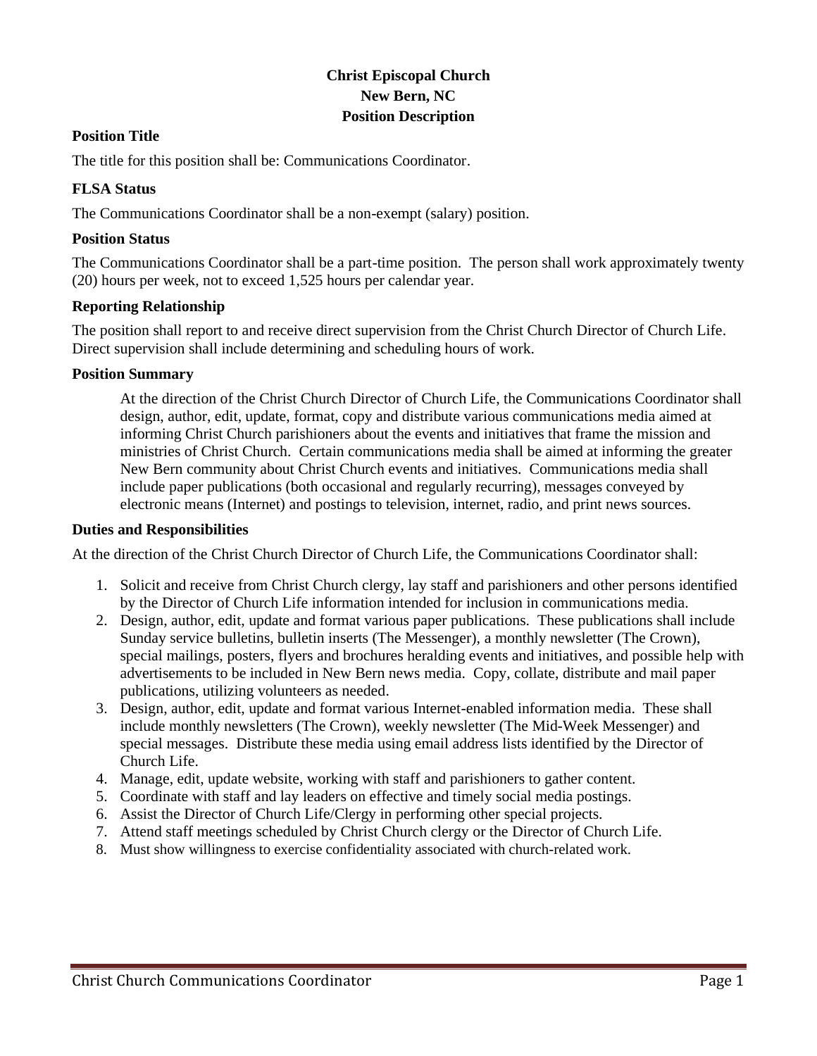**Christ Episcopal Church**
**New Bern, NC**
**Position Description**

## Position Title

The title for this position shall be: Communications Coordinator.

## FLSA Status

The Communications Coordinator shall be a non-exempt (salary) position.

## Position Status

The Communications Coordinator shall be a part-time position. The person shall work approximately twenty (20) hours per week, not to exceed 1,525 hours per calendar year.

## Reporting Relationship

The position shall report to and receive direct supervision from the Christ Church Director of Church Life. Direct supervision shall include determining and scheduling hours of work.

## Position Summary

At the direction of the Christ Church Director of Church Life, the Communications Coordinator shall design, author, edit, update, format, copy and distribute various communications media aimed at informing Christ Church parishioners about the events and initiatives that frame the mission and ministries of Christ Church. Certain communications media shall be aimed at informing the greater New Bern community about Christ Church events and initiatives. Communications media shall include paper publications (both occasional and regularly recurring), messages conveyed by electronic means (Internet) and postings to television, internet, radio, and print news sources.

## Duties and Responsibilities

At the direction of the Christ Church Director of Church Life, the Communications Coordinator shall:

1. Solicit and receive from Christ Church clergy, lay staff and parishioners and other persons identified by the Director of Church Life information intended for inclusion in communications media.
2. Design, author, edit, update and format various paper publications. These publications shall include Sunday service bulletins, bulletin inserts (The Messenger), a monthly newsletter (The Crown), special mailings, posters, flyers and brochures heralding events and initiatives, and possible help with advertisements to be included in New Bern news media. Copy, collate, distribute and mail paper publications, utilizing volunteers as needed.
3. Design, author, edit, update and format various Internet-enabled information media. These shall include monthly newsletters (The Crown), weekly newsletter (The Mid-Week Messenger) and special messages. Distribute these media using email address lists identified by the Director of Church Life.
4. Manage, edit, update website, working with staff and parishioners to gather content.
5. Coordinate with staff and lay leaders on effective and timely social media postings.
6. Assist the Director of Church Life/Clergy in performing other special projects.
7. Attend staff meetings scheduled by Christ Church clergy or the Director of Church Life.
8. Must show willingness to exercise confidentiality associated with church-related work.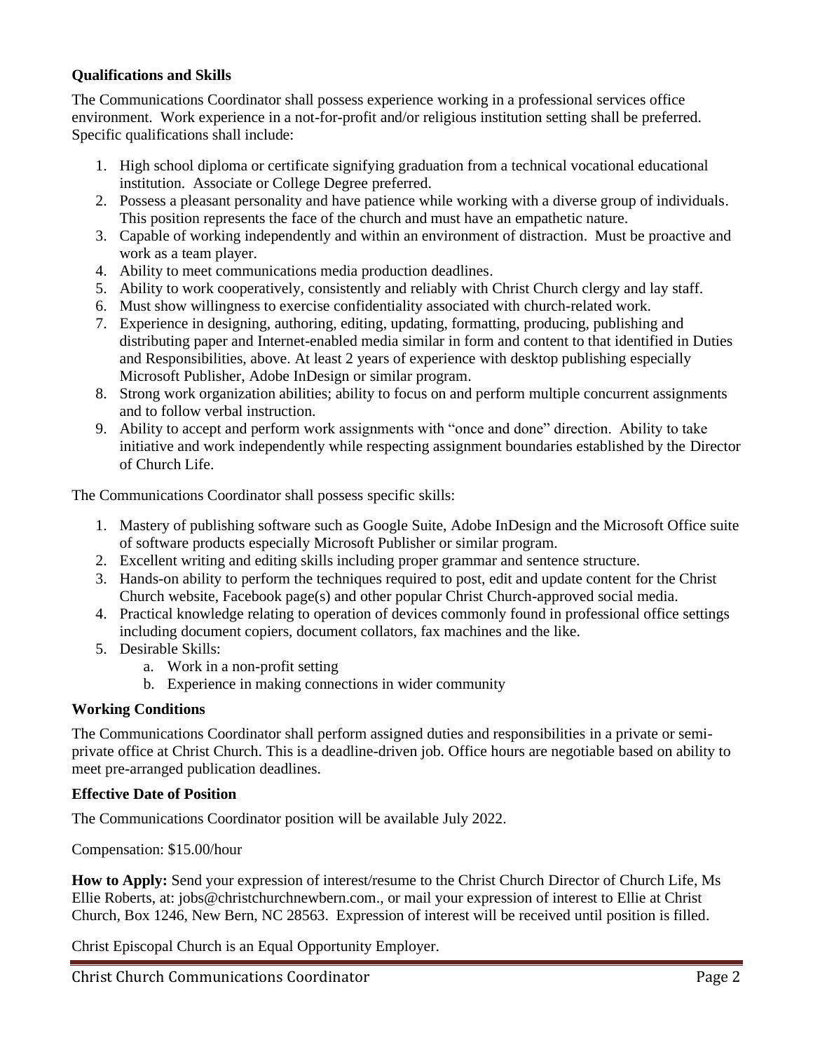**Qualifications and Skills**

The Communications Coordinator shall possess experience working in a professional services office environment. Work experience in a not-for-profit and/or religious institution setting shall be preferred. Specific qualifications shall include:

1. High school diploma or certificate signifying graduation from a technical vocational educational institution. Associate or College Degree preferred.
2. Possess a pleasant personality and have patience while working with a diverse group of individuals. This position represents the face of the church and must have an empathetic nature.
3. Capable of working independently and within an environment of distraction. Must be proactive and work as a team player.
4. Ability to meet communications media production deadlines.
5. Ability to work cooperatively, consistently and reliably with Christ Church clergy and lay staff.
6. Must show willingness to exercise confidentiality associated with church-related work.
7. Experience in designing, authoring, editing, updating, formatting, producing, publishing and distributing paper and Internet-enabled media similar in form and content to that identified in Duties and Responsibilities, above. At least 2 years of experience with desktop publishing especially Microsoft Publisher, Adobe InDesign or similar program.
8. Strong work organization abilities; ability to focus on and perform multiple concurrent assignments and to follow verbal instruction.
9. Ability to accept and perform work assignments with "once and done" direction. Ability to take initiative and work independently while respecting assignment boundaries established by the Director of Church Life.

The Communications Coordinator shall possess specific skills:

1. Mastery of publishing software such as Google Suite, Adobe InDesign and the Microsoft Office suite of software products especially Microsoft Publisher or similar program.
2. Excellent writing and editing skills including proper grammar and sentence structure.
3. Hands-on ability to perform the techniques required to post, edit and update content for the Christ Church website, Facebook page(s) and other popular Christ Church-approved social media.
4. Practical knowledge relating to operation of devices commonly found in professional office settings including document copiers, document collators, fax machines and the like.
5. Desirable Skills:
    a. Work in a non-profit setting
    b. Experience in making connections in wider community

**Working Conditions**

The Communications Coordinator shall perform assigned duties and responsibilities in a private or semi-private office at Christ Church. This is a deadline-driven job. Office hours are negotiable based on ability to meet pre-arranged publication deadlines.

**Effective Date of Position**

The Communications Coordinator position will be available July 2022.

Compensation: $15.00/hour

**How to Apply:** Send your expression of interest/resume to the Christ Church Director of Church Life, Ms Ellie Roberts, at: jobs@christchurchnewbern.com., or mail your expression of interest to Ellie at Christ Church, Box 1246, New Bern, NC 28563. Expression of interest will be received until position is filled.

Christ Episcopal Church is an Equal Opportunity Employer.